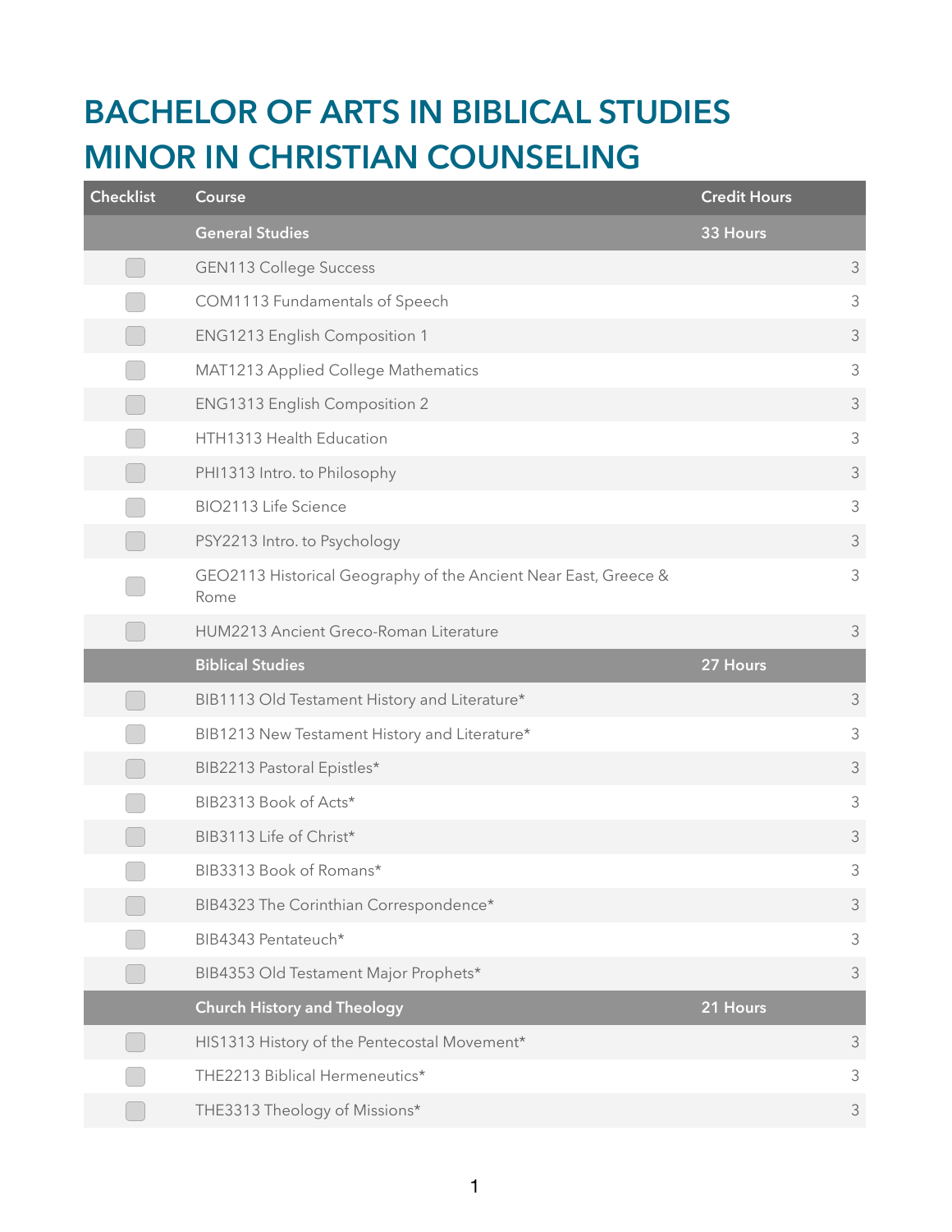# BACHELOR OF ARTS IN BIBLICAL STUDIES
# MINOR IN CHRISTIAN COUNSELING

| Checklist | Course | Credit Hours |
|---|---|---|
| | **General Studies** | **33 Hours** |
| | GEN113 College Success | 3 |
| | COM1113 Fundamentals of Speech | 3 |
| | ENG1213 English Composition 1 | 3 |
| | MAT1213 Applied College Mathematics | 3 |
| | ENG1313 English Composition 2 | 3 |
| | HTH1313 Health Education | 3 |
| | PHI1313 Intro. to Philosophy | 3 |
| | BIO2113 Life Science | 3 |
| | PSY2213 Intro. to Psychology | 3 |
| | GEO2113 Historical Geography of the Ancient Near East, Greece & Rome | 3 |
| | HUM2213 Ancient Greco-Roman Literature | 3 |
| | **Biblical Studies** | **27 Hours** |
| | BIB1113 Old Testament History and Literature* | 3 |
| | BIB1213 New Testament History and Literature* | 3 |
| | BIB2213 Pastoral Epistles* | 3 |
| | BIB2313 Book of Acts* | 3 |
| | BIB3113 Life of Christ* | 3 |
| | BIB3313 Book of Romans* | 3 |
| | BIB4323 The Corinthian Correspondence* | 3 |
| | BIB4343 Pentateuch* | 3 |
| | BIB4353 Old Testament Major Prophets* | 3 |
| | **Church History and Theology** | **21 Hours** |
| | HIS1313 History of the Pentecostal Movement* | 3 |
| | THE2213 Biblical Hermeneutics* | 3 |
| | THE3313 Theology of Missions* | 3 |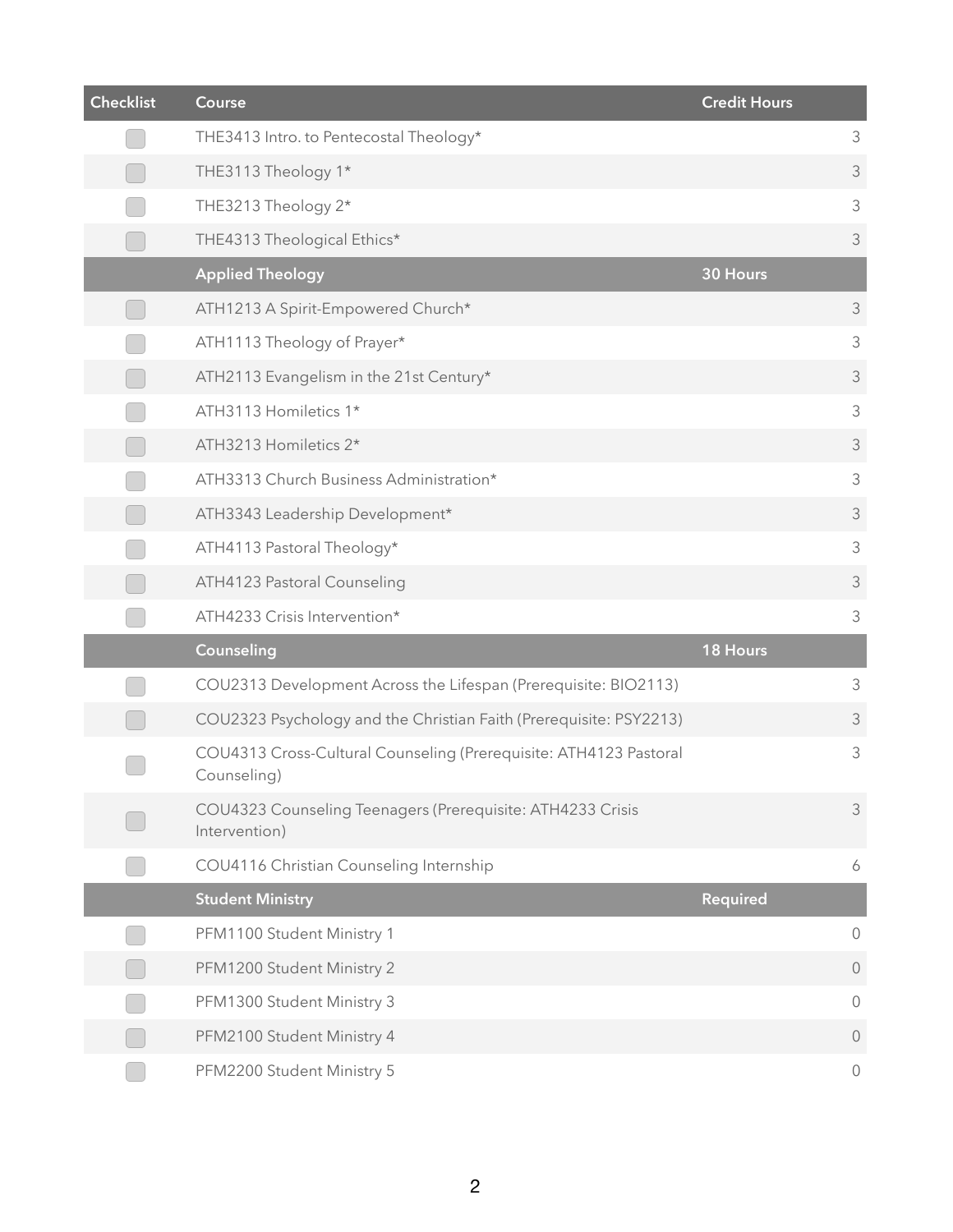| Checklist | Course | Credit Hours |
|---|---|---|
| | THE3413 Intro. to Pentecostal Theology* | 3 |
| | THE3113 Theology 1* | 3 |
| | THE3213 Theology 2* | 3 |
| | THE4313 Theological Ethics* | 3 |
| | **Applied Theology** | **30 Hours** |
| | ATH1213 A Spirit-Empowered Church* | 3 |
| | ATH1113 Theology of Prayer* | 3 |
| | ATH2113 Evangelism in the 21st Century* | 3 |
| | ATH3113 Homiletics 1* | 3 |
| | ATH3213 Homiletics 2* | 3 |
| | ATH3313 Church Business Administration* | 3 |
| | ATH3343 Leadership Development* | 3 |
| | ATH4113 Pastoral Theology* | 3 |
| | ATH4123 Pastoral Counseling | 3 |
| | ATH4233 Crisis Intervention* | 3 |
| | **Counseling** | **18 Hours** |
| | COU2313 Development Across the Lifespan (Prerequisite: BIO2113) | 3 |
| | COU2323 Psychology and the Christian Faith (Prerequisite: PSY2213) | 3 |
| | COU4313 Cross-Cultural Counseling (Prerequisite: ATH4123 Pastoral Counseling) | 3 |
| | COU4323 Counseling Teenagers (Prerequisite: ATH4233 Crisis Intervention) | 3 |
| | COU4116 Christian Counseling Internship | 6 |
| | **Student Ministry** | **Required** |
| | PFM1100 Student Ministry 1 | 0 |
| | PFM1200 Student Ministry 2 | 0 |
| | PFM1300 Student Ministry 3 | 0 |
| | PFM2100 Student Ministry 4 | 0 |
| | PFM2200 Student Ministry 5 | 0 |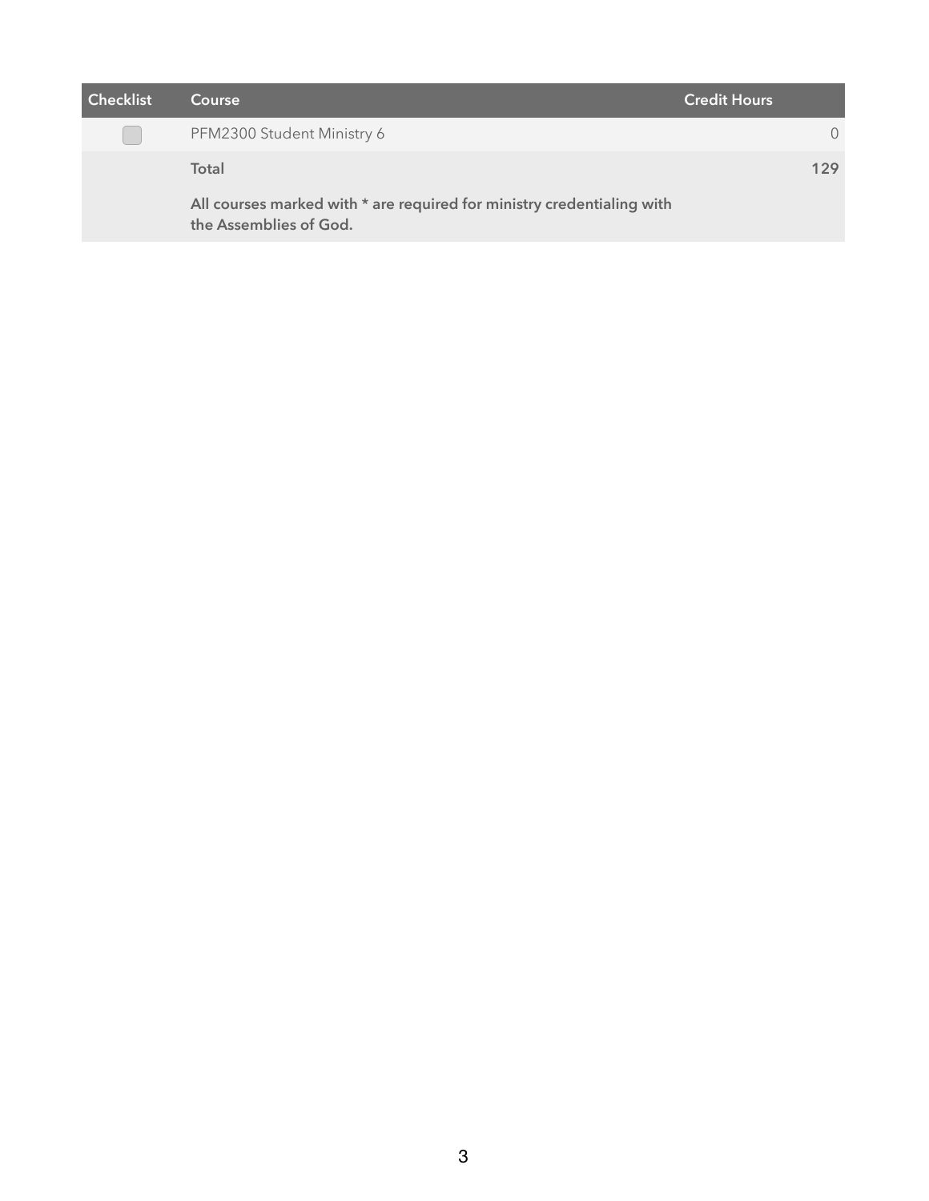| Checklist | Course | Credit Hours |
| --- | --- | --- |
| ☐ | PFM2300 Student Ministry 6 | 0 |
| | **Total** | **129** |
| | **All courses marked with * are required for ministry credentialing with the Assemblies of God.** | |